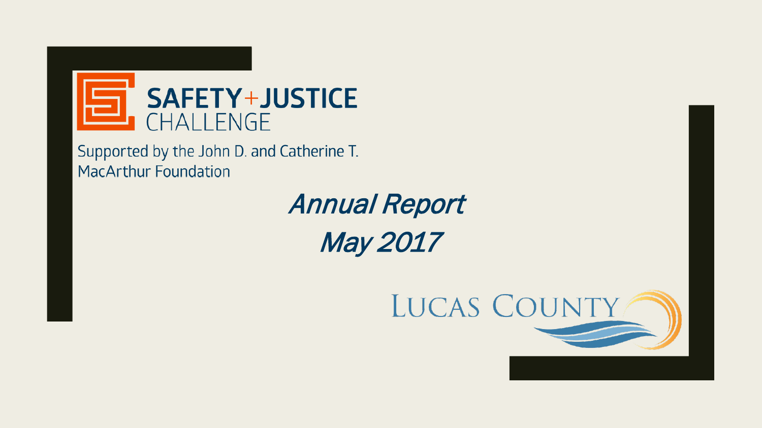SAFETY+JUSTICE CHALLENGE

Supported by the John D. and Catherine T. MacArthur Foundation

# *Annual Report*

# *May 2017*

LUCAS COUNTY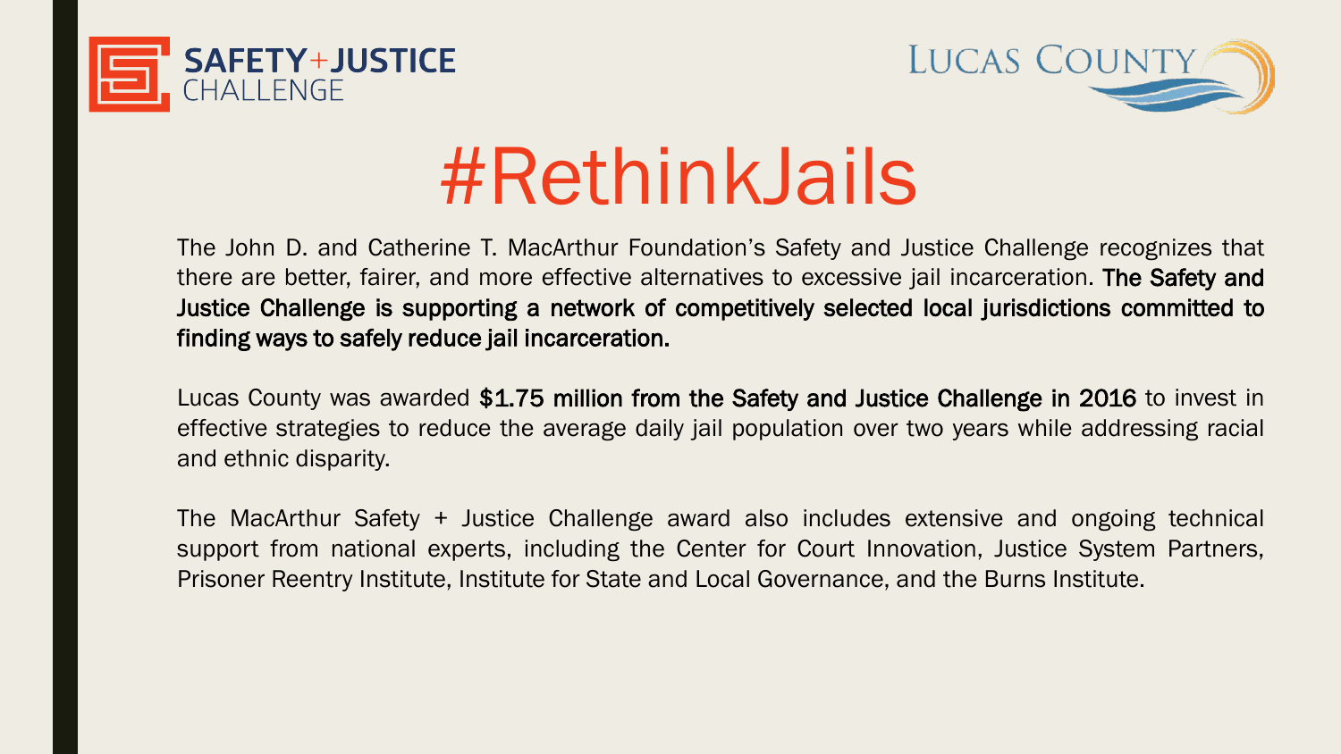SAFETY+JUSTICE CHALLENGE

LUCAS COUNTY

# #RethinkJails

The John D. and Catherine T. MacArthur Foundation's Safety and Justice Challenge recognizes that there are better, fairer, and more effective alternatives to excessive jail incarceration. **The Safety and Justice Challenge is supporting a network of competitively selected local jurisdictions committed to finding ways to safely reduce jail incarceration.**

Lucas County was awarded **$1.75 million from the Safety and Justice Challenge in 2016** to invest in effective strategies to reduce the average daily jail population over two years while addressing racial and ethnic disparity.

The MacArthur Safety + Justice Challenge award also includes extensive and ongoing technical support from national experts, including the Center for Court Innovation, Justice System Partners, Prisoner Reentry Institute, Institute for State and Local Governance, and the Burns Institute.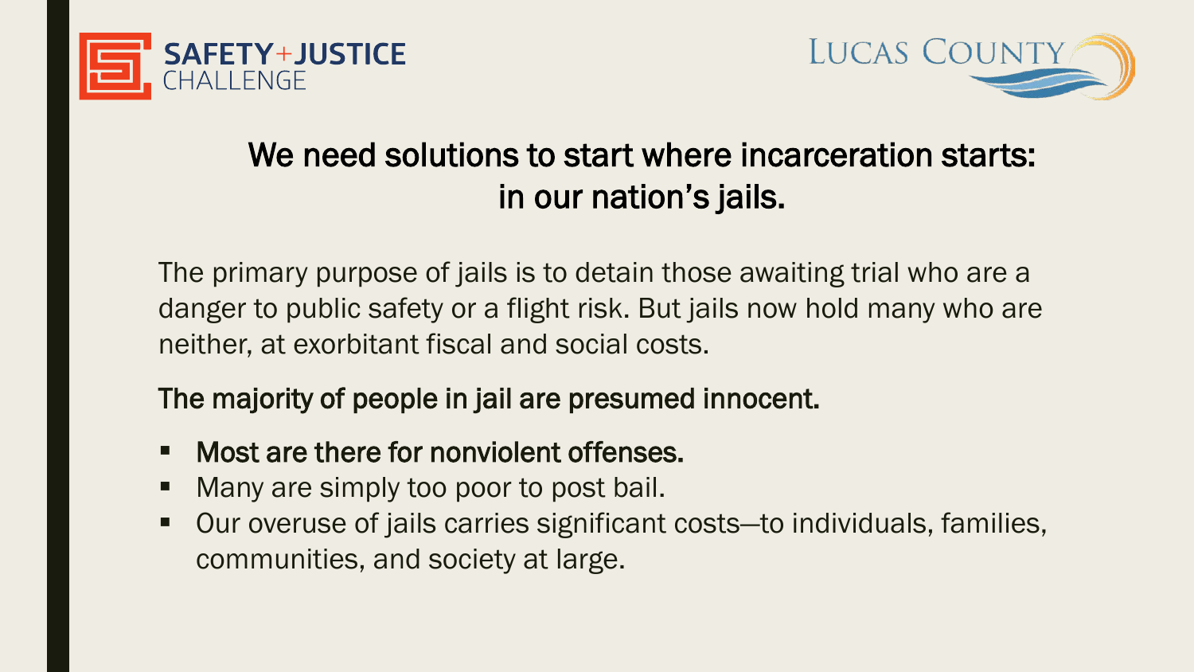## We need solutions to start where incarceration starts: in our nation's jails.

The primary purpose of jails is to detain those awaiting trial who are a danger to public safety or a flight risk. But jails now hold many who are neither, at exorbitant fiscal and social costs.

**The majority of people in jail are presumed innocent.**

- **Most are there for nonviolent offenses.**
- Many are simply too poor to post bail.
- Our overuse of jails carries significant costs—to individuals, families, communities, and society at large.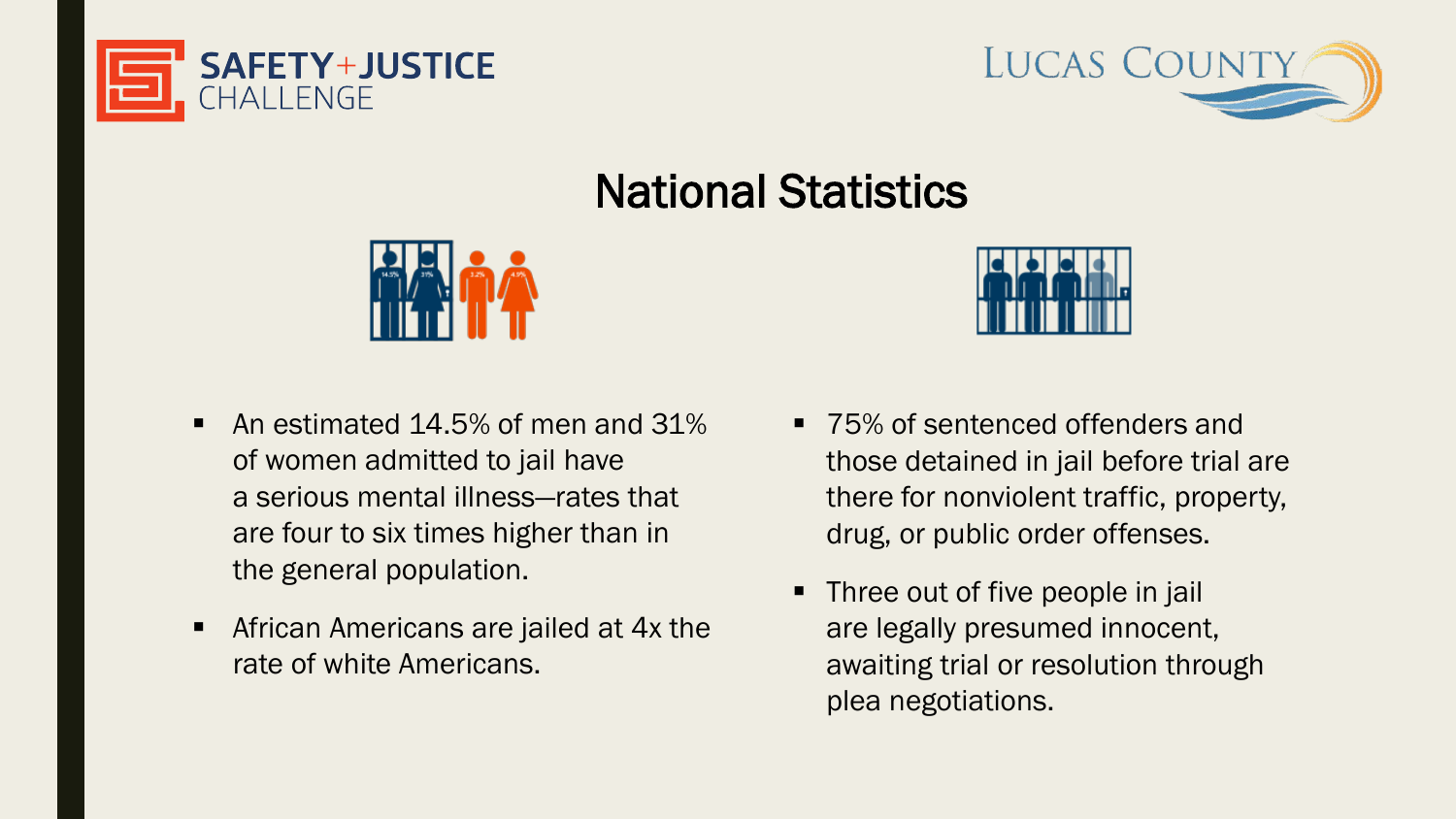# National Statistics

- An estimated 14.5% of men and 31% of women admitted to jail have a serious mental illness—rates that are four to six times higher than in the general population.
- African Americans are jailed at 4x the rate of white Americans.
- 75% of sentenced offenders and those detained in jail before trial are there for nonviolent traffic, property, drug, or public order offenses.
- Three out of five people in jail are legally presumed innocent, awaiting trial or resolution through plea negotiations.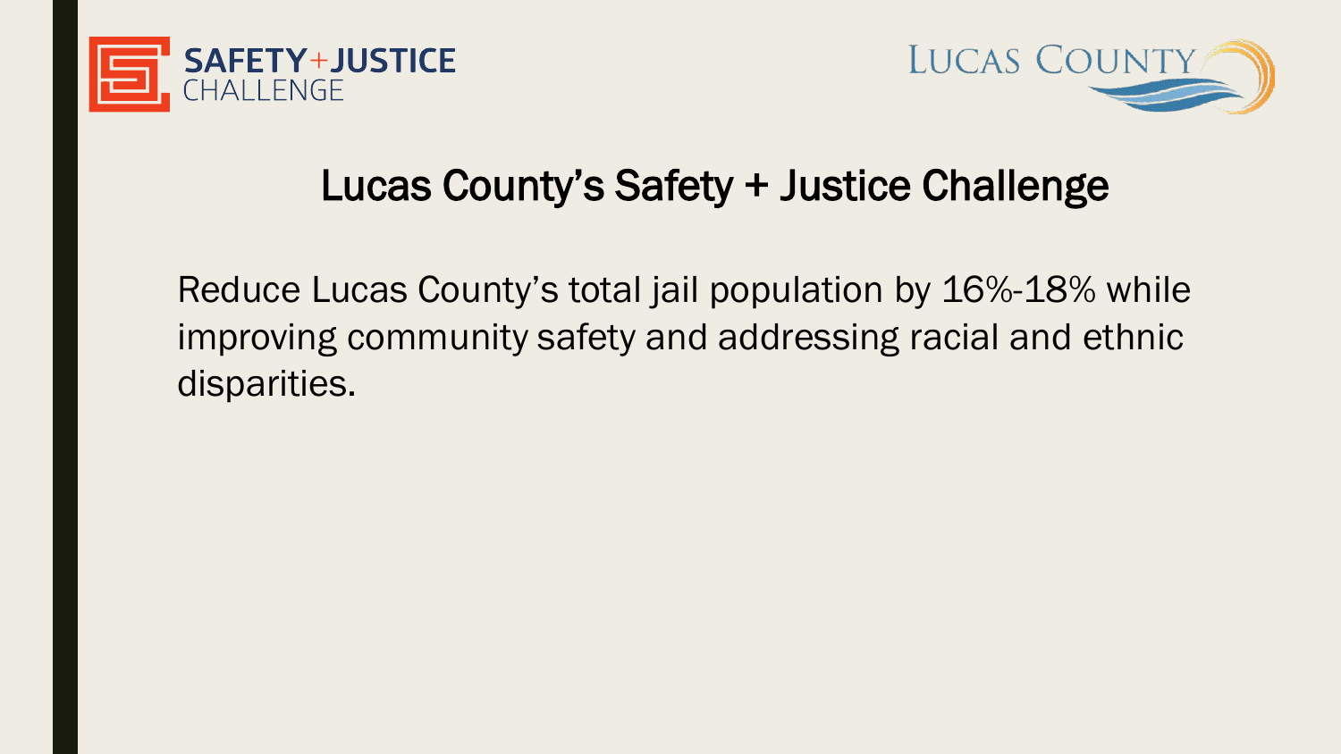# Lucas County's Safety + Justice Challenge

Reduce Lucas County's total jail population by 16%-18% while improving community safety and addressing racial and ethnic disparities.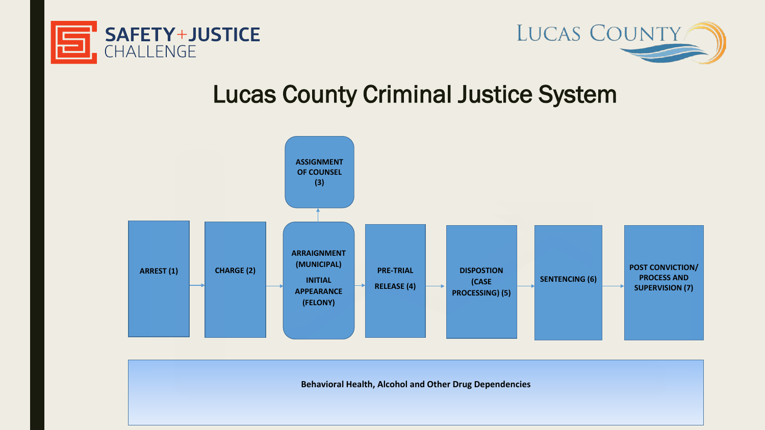SAFETY+JUSTICE CHALLENGE

LUCAS COUNTY

# Lucas County Criminal Justice System

ARREST (1) → CHARGE (2) → ARRAIGNMENT (MUNICIPAL) INITIAL APPEARANCE (FELONY) → PRE-TRIAL RELEASE (4) → DISPOSTION (CASE PROCESSING) (5) → SENTENCING (6) → POST CONVICTION/ PROCESS AND SUPERVISION (7)

ARRAIGNMENT (MUNICIPAL) INITIAL APPEARANCE (FELONY) → ASSIGNMENT OF COUNSEL (3)

**Behavioral Health, Alcohol and Other Drug Dependencies**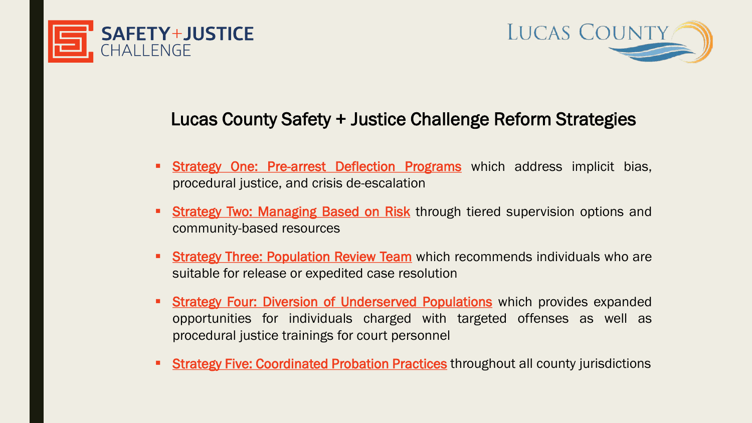SAFETY+JUSTICE CHALLENGE

LUCAS COUNTY

## Lucas County Safety + Justice Challenge Reform Strategies

- **Strategy One: Pre-arrest Deflection Programs** which address implicit bias, procedural justice, and crisis de-escalation
- **Strategy Two: Managing Based on Risk** through tiered supervision options and community-based resources
- **Strategy Three: Population Review Team** which recommends individuals who are suitable for release or expedited case resolution
- **Strategy Four: Diversion of Underserved Populations** which provides expanded opportunities for individuals charged with targeted offenses as well as procedural justice trainings for court personnel
- **Strategy Five: Coordinated Probation Practices** throughout all county jurisdictions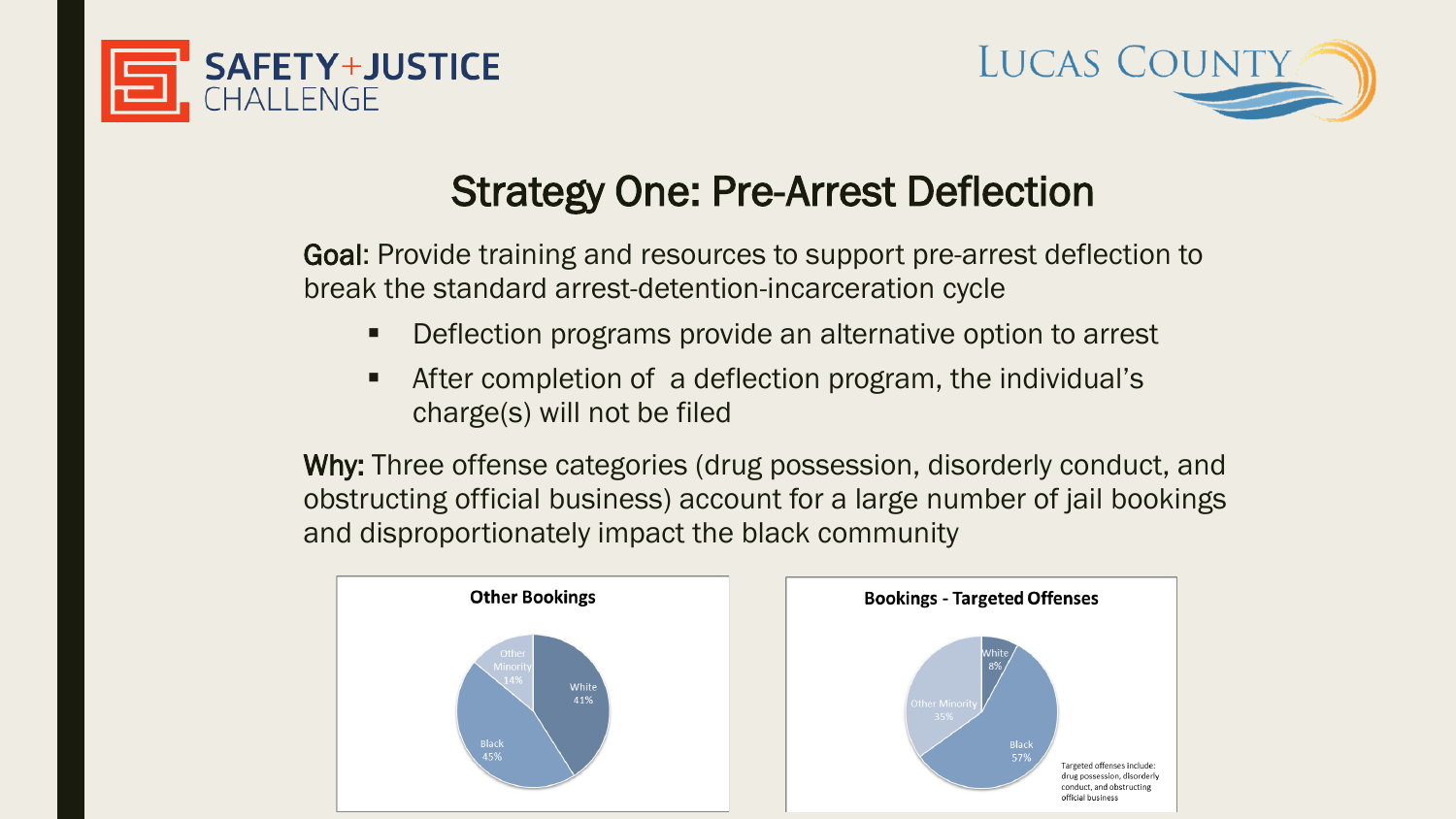## Strategy One: Pre-Arrest Deflection

**Goal:** Provide training and resources to support pre-arrest deflection to break the standard arrest-detention-incarceration cycle

- Deflection programs provide an alternative option to arrest
- After completion of a deflection program, the individual's charge(s) will not be filed

**Why:** Three offense categories (drug possession, disorderly conduct, and obstructing official business) account for a large number of jail bookings and disproportionately impact the black community

**Other Bookings**

| Category | Percentage |
|---|---|
| White | 41% |
| Black | 45% |
| Other Minority | 14% |

**Bookings - Targeted Offenses**

| Category | Percentage |
|---|---|
| White | 8% |
| Black | 57% |
| Other Minority | 35% |

Targeted offenses include: drug possession, disorderly conduct, and obstructing official business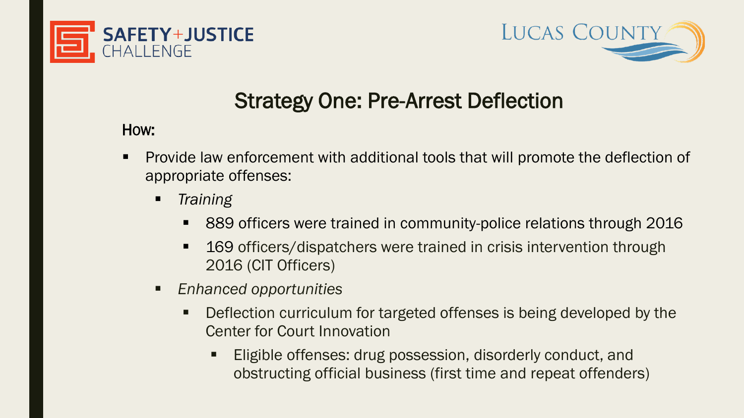# Strategy One: Pre-Arrest Deflection

**How:**

- Provide law enforcement with additional tools that will promote the deflection of appropriate offenses:
  - *Training*
    - 889 officers were trained in community-police relations through 2016
    - 169 officers/dispatchers were trained in crisis intervention through 2016 (CIT Officers)
  - *Enhanced opportunities*
    - Deflection curriculum for targeted offenses is being developed by the Center for Court Innovation
      - Eligible offenses: drug possession, disorderly conduct, and obstructing official business (first time and repeat offenders)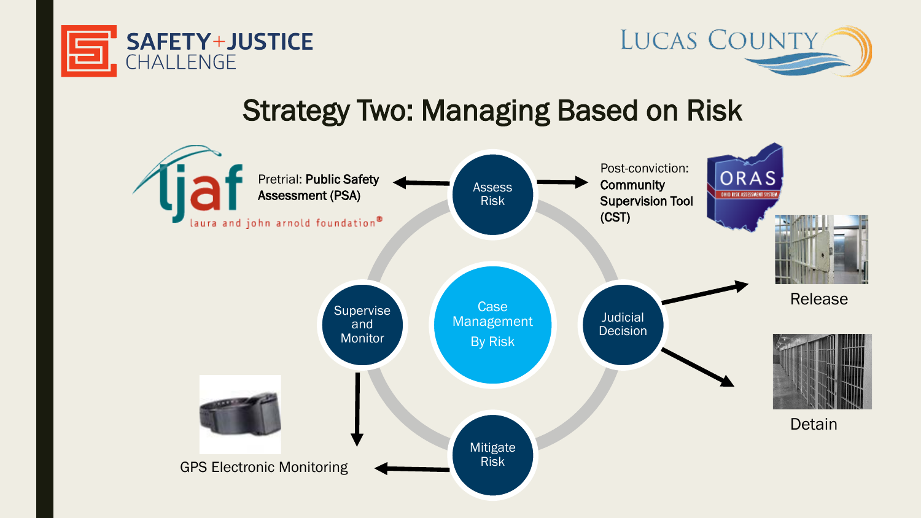# Strategy Two: Managing Based on Risk

**Case Management By Risk**

- **Assess Risk**
  - Pretrial: **Public Safety Assessment (PSA)** — laura and john arnold foundation
  - Post-conviction: **Community Supervision Tool (CST)** — ORAS (Ohio Risk Assessment System)
- **Judicial Decision**
  - Release
  - Detain
- **Mitigate Risk**
  - GPS Electronic Monitoring
- **Supervise and Monitor**
  - GPS Electronic Monitoring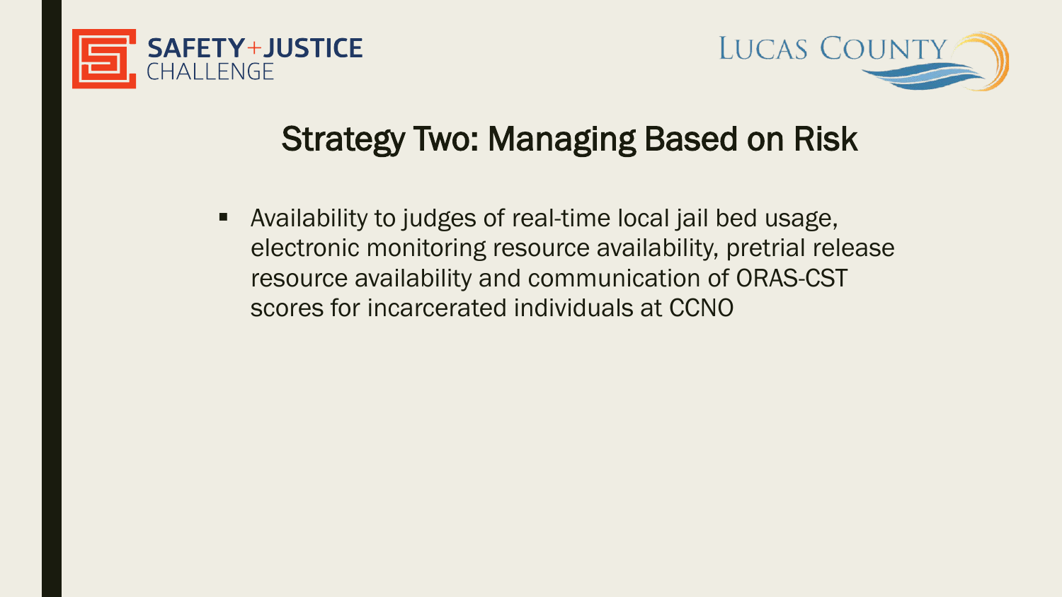## Strategy Two: Managing Based on Risk

- Availability to judges of real-time local jail bed usage, electronic monitoring resource availability, pretrial release resource availability and communication of ORAS-CST scores for incarcerated individuals at CCNO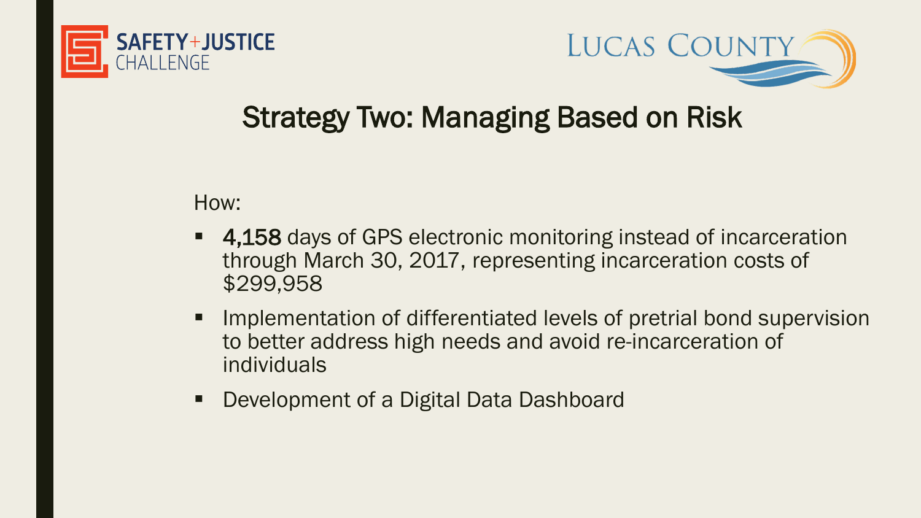## Strategy Two: Managing Based on Risk

How:

- **4,158** days of GPS electronic monitoring instead of incarceration through March 30, 2017, representing incarceration costs of $299,958
- Implementation of differentiated levels of pretrial bond supervision to better address high needs and avoid re-incarceration of individuals
- Development of a Digital Data Dashboard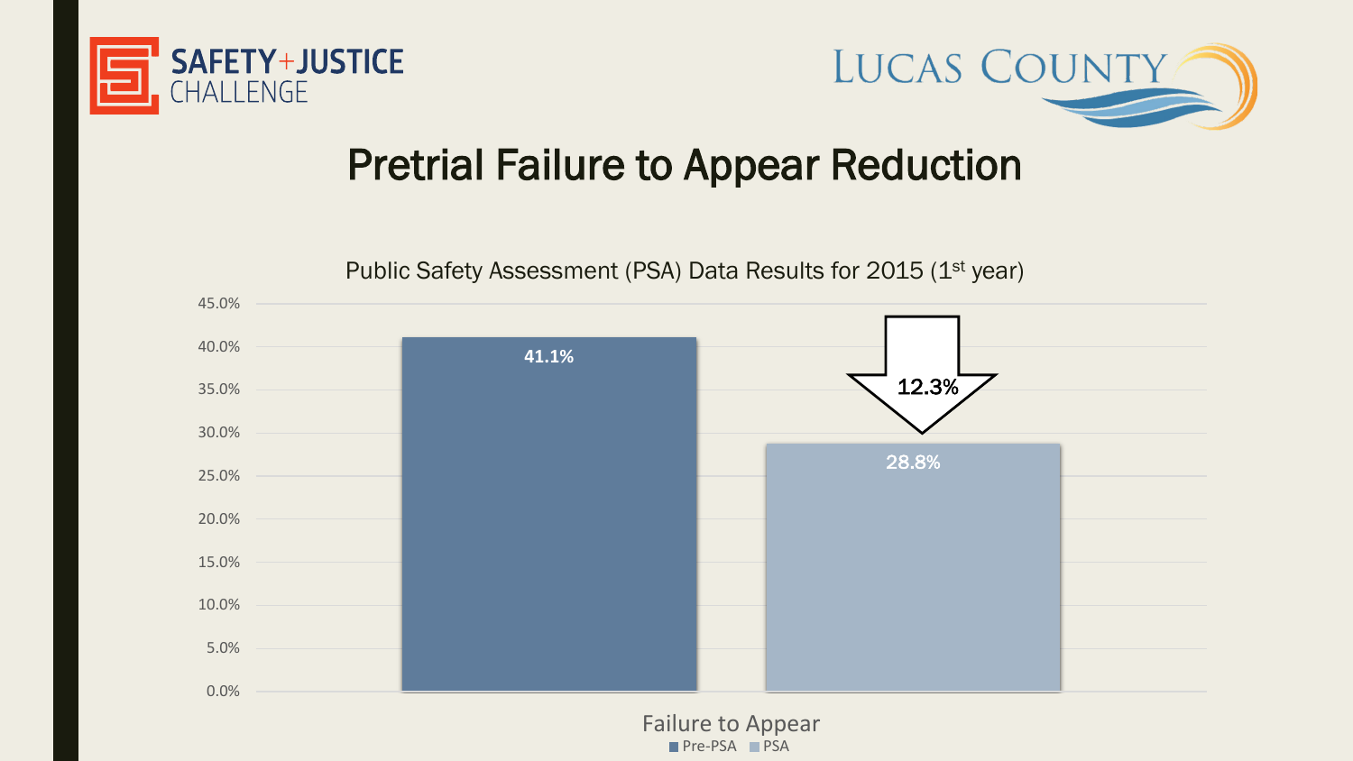# Pretrial Failure to Appear Reduction

Public Safety Assessment (PSA) Data Results for 2015 (1st year)

| Failure to Appear | Pre-PSA | PSA |
|---|---|---|
| Rate | 41.1% | 28.8% |

Reduction: 12.3%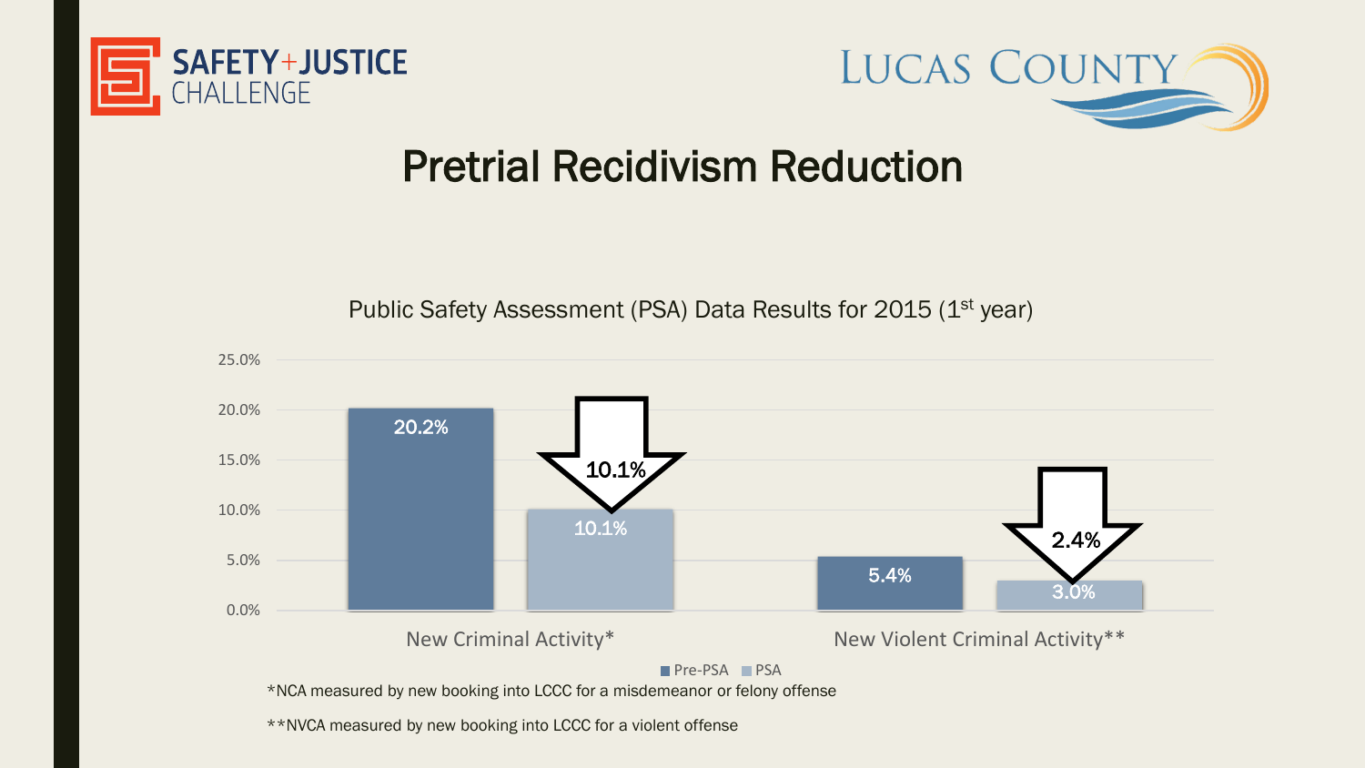Safety+Justice Challenge

Lucas County

# Pretrial Recidivism Reduction

Public Safety Assessment (PSA) Data Results for 2015 (1st year)

| | Pre-PSA | PSA | Reduction |
| --- | --- | --- | --- |
| New Criminal Activity* | 20.2% | 10.1% | 10.1% |
| New Violent Criminal Activity** | 5.4% | 3.0% | 2.4% |

*NCA measured by new booking into LCCC for a misdemeanor or felony offense

**NVCA measured by new booking into LCCC for a violent offense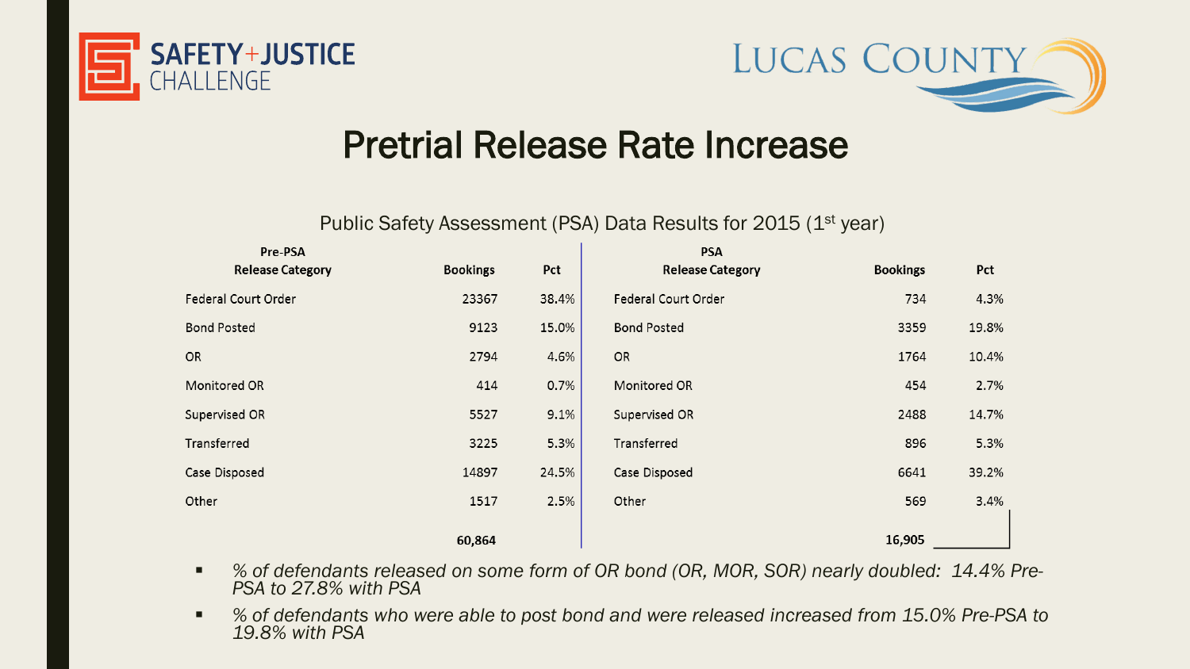# Pretrial Release Rate Increase

Public Safety Assessment (PSA) Data Results for 2015 (1st year)

| Pre-PSA Release Category | Bookings | Pct | PSA Release Category | Bookings | Pct |
|---|---|---|---|---|---|
| Federal Court Order | 23367 | 38.4% | Federal Court Order | 734 | 4.3% |
| Bond Posted | 9123 | 15.0% | Bond Posted | 3359 | 19.8% |
| OR | 2794 | 4.6% | OR | 1764 | 10.4% |
| Monitored OR | 414 | 0.7% | Monitored OR | 454 | 2.7% |
| Supervised OR | 5527 | 9.1% | Supervised OR | 2488 | 14.7% |
| Transferred | 3225 | 5.3% | Transferred | 896 | 5.3% |
| Case Disposed | 14897 | 24.5% | Case Disposed | 6641 | 39.2% |
| Other | 1517 | 2.5% | Other | 569 | 3.4% |
| | **60,864** | | | **16,905** | |

- *% of defendants released on some form of OR bond (OR, MOR, SOR) nearly doubled: 14.4% Pre-PSA to 27.8% with PSA*
- *% of defendants who were able to post bond and were released increased from 15.0% Pre-PSA to 19.8% with PSA*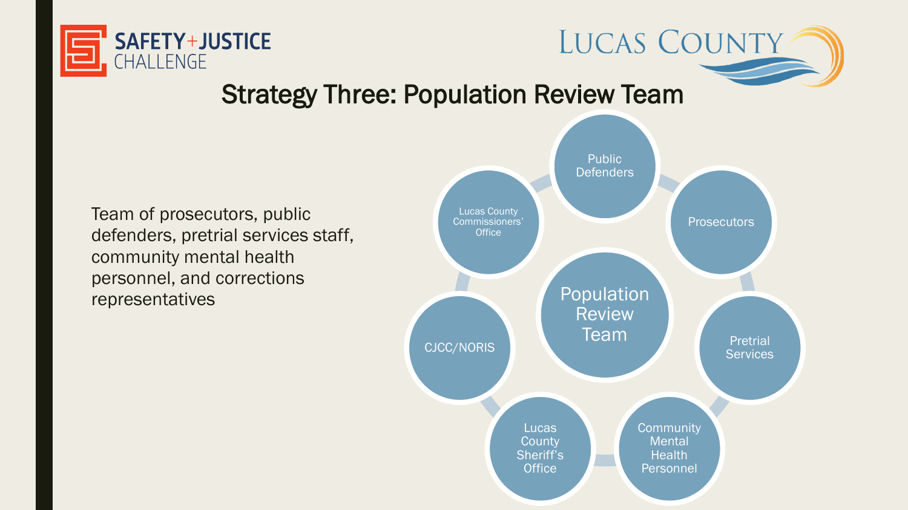# Strategy Three: Population Review Team

Team of prosecutors, public defenders, pretrial services staff, community mental health personnel, and corrections representatives

Population Review Team

- Public Defenders
- Prosecutors
- Pretrial Services
- Community Mental Health Personnel
- Lucas County Sheriff's Office
- CJCC/NORIS
- Lucas County Commissioners' Office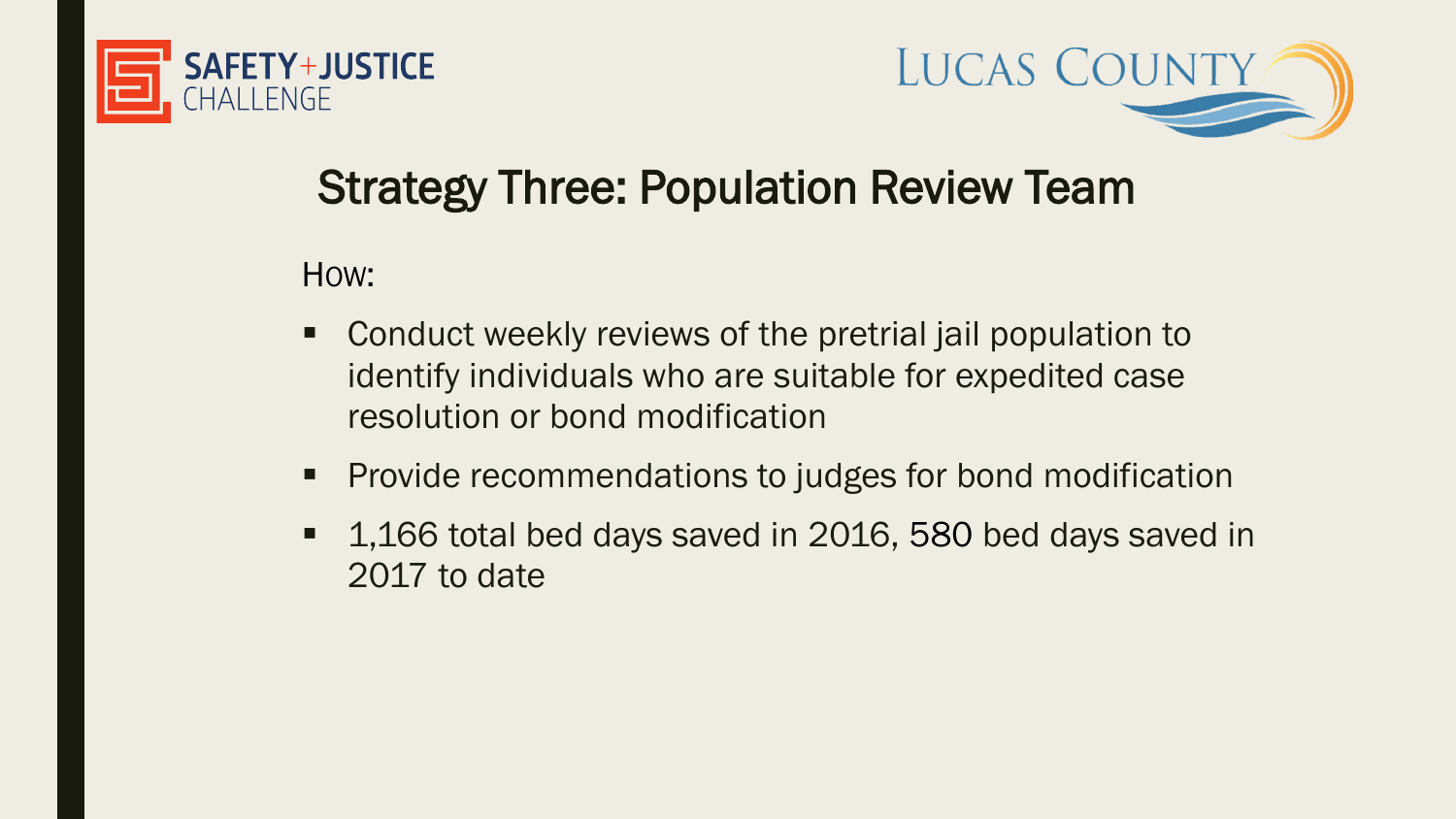## Strategy Three: Population Review Team

How:

- Conduct weekly reviews of the pretrial jail population to identify individuals who are suitable for expedited case resolution or bond modification
- Provide recommendations to judges for bond modification
- 1,166 total bed days saved in 2016, 580 bed days saved in 2017 to date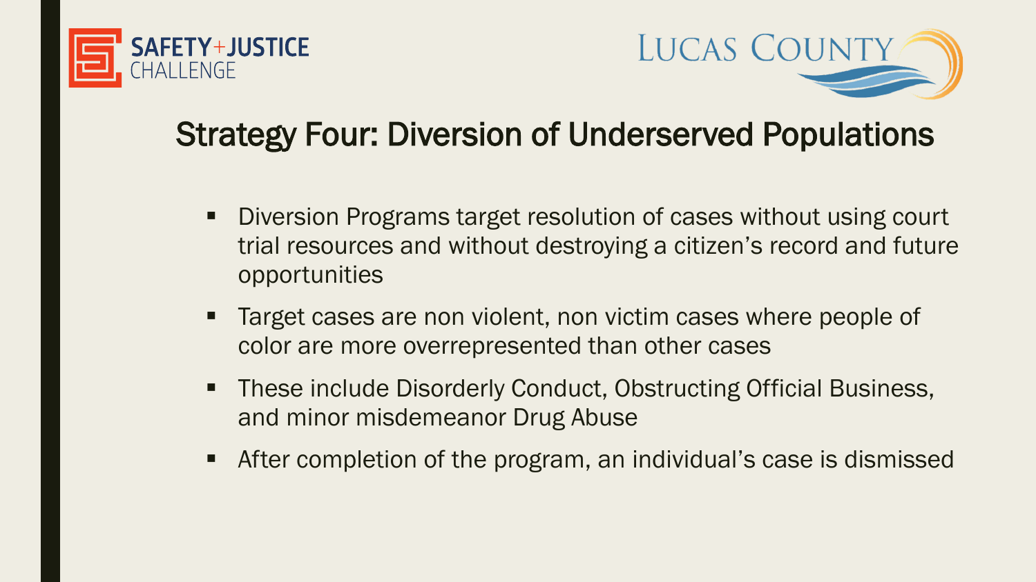## Strategy Four: Diversion of Underserved Populations

- Diversion Programs target resolution of cases without using court trial resources and without destroying a citizen's record and future opportunities
- Target cases are non violent, non victim cases where people of color are more overrepresented than other cases
- These include Disorderly Conduct, Obstructing Official Business, and minor misdemeanor Drug Abuse
- After completion of the program, an individual's case is dismissed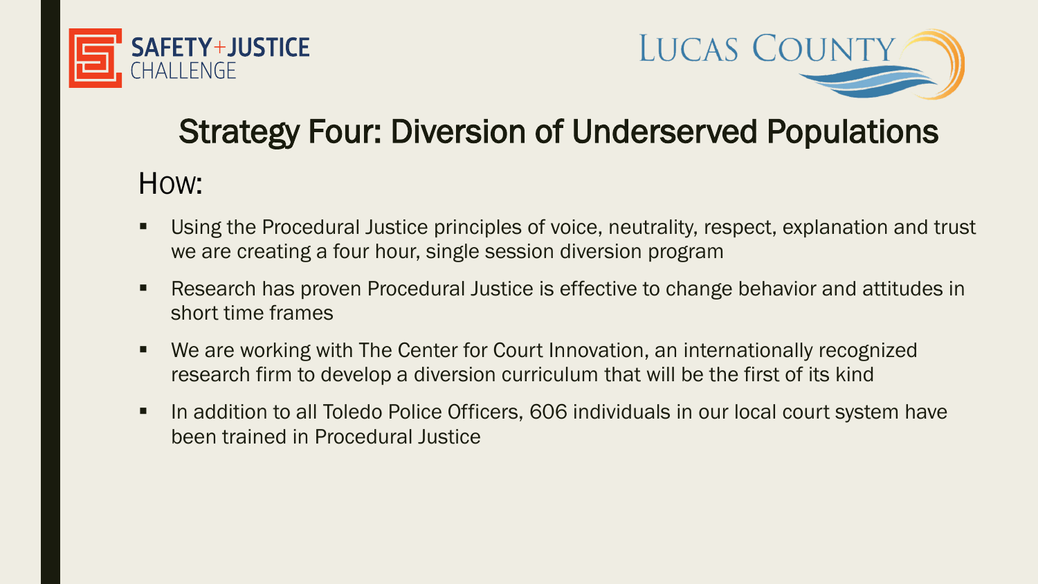# Strategy Four: Diversion of Underserved Populations

## How:

- Using the Procedural Justice principles of voice, neutrality, respect, explanation and trust we are creating a four hour, single session diversion program
- Research has proven Procedural Justice is effective to change behavior and attitudes in short time frames
- We are working with The Center for Court Innovation, an internationally recognized research firm to develop a diversion curriculum that will be the first of its kind
- In addition to all Toledo Police Officers, 606 individuals in our local court system have been trained in Procedural Justice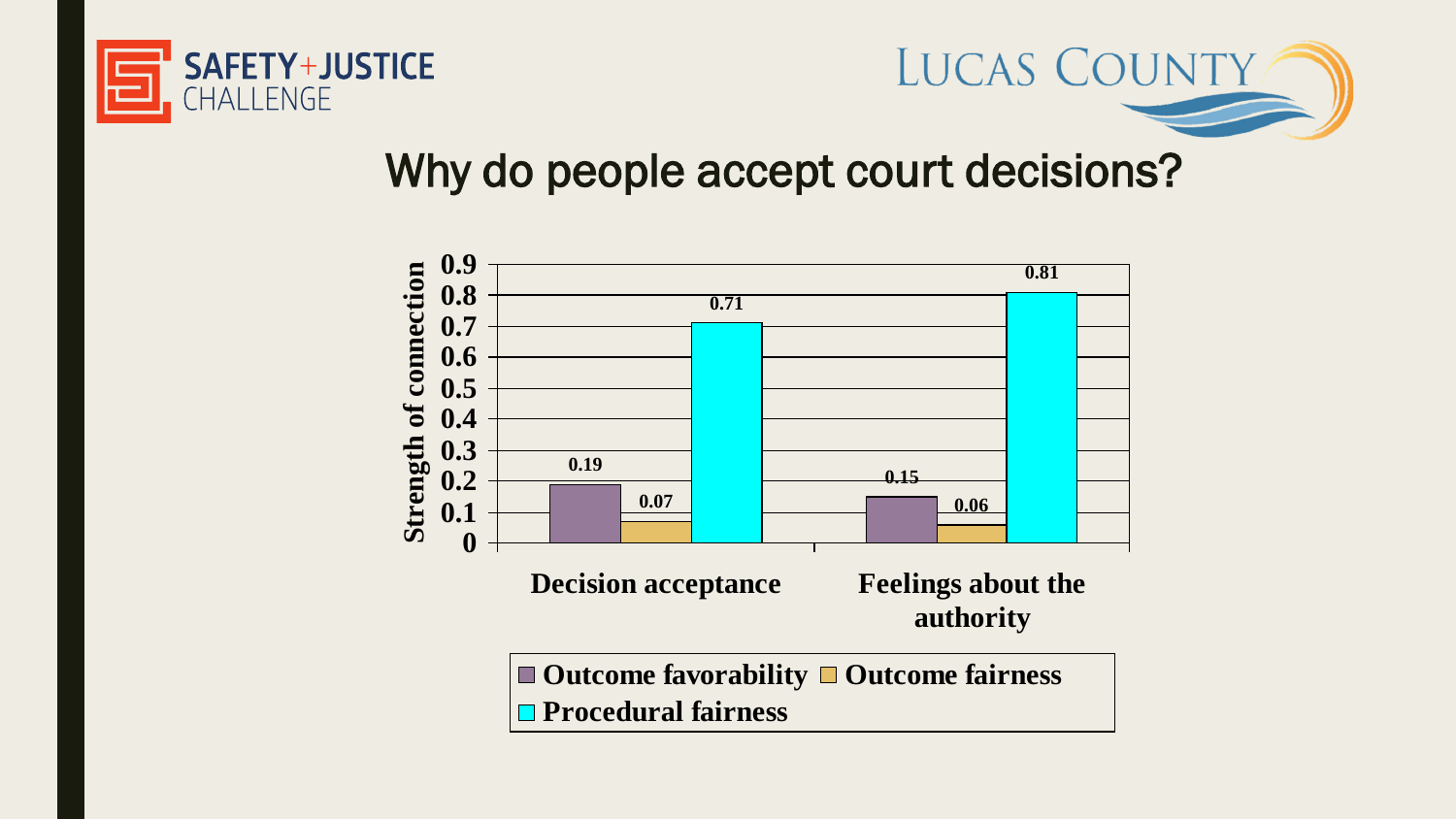# Why do people accept court decisions?

| | Outcome favorability | Outcome fairness | Procedural fairness |
|---|---|---|---|
| Decision acceptance | 0.19 | 0.07 | 0.71 |
| Feelings about the authority | 0.15 | 0.06 | 0.81 |

Strength of connection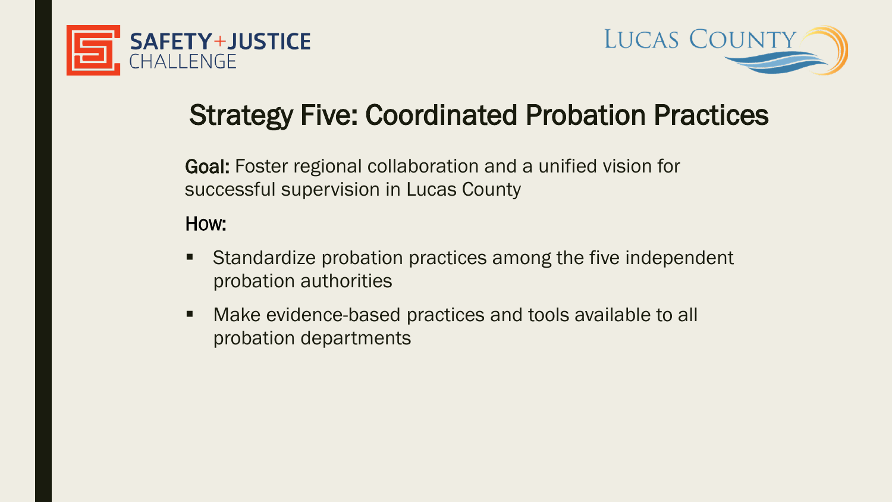# Strategy Five: Coordinated Probation Practices

**Goal:** Foster regional collaboration and a unified vision for successful supervision in Lucas County

**How:**

- Standardize probation practices among the five independent probation authorities
- Make evidence-based practices and tools available to all probation departments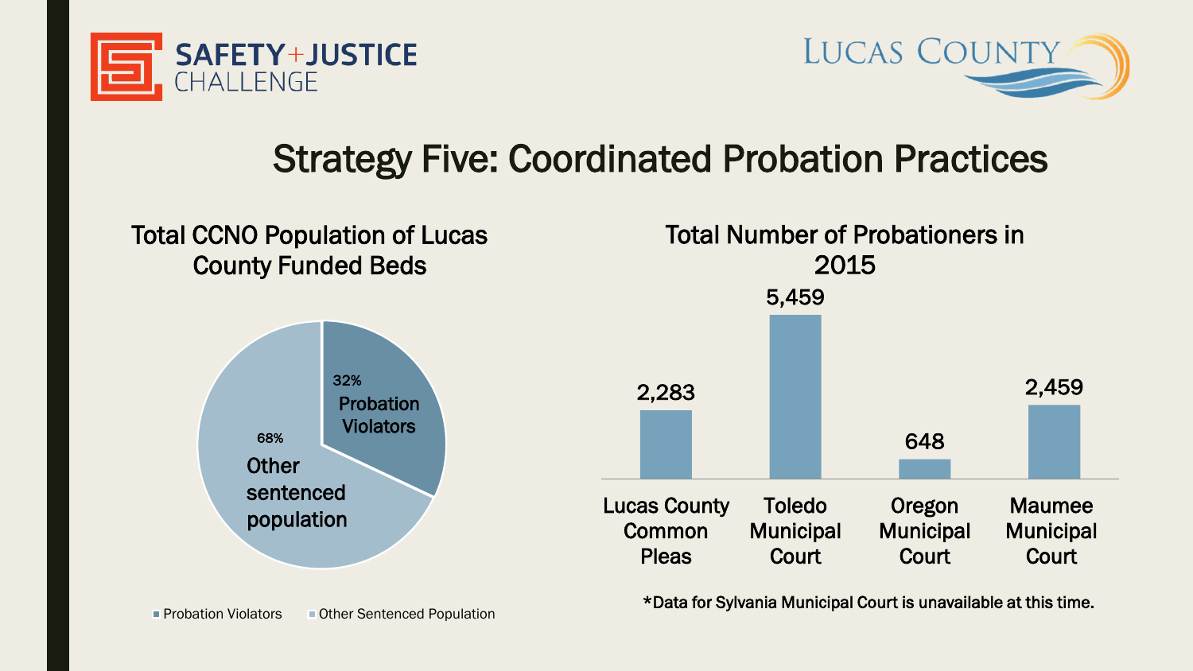# Strategy Five: Coordinated Probation Practices

## Total CCNO Population of Lucas County Funded Beds

| Category | Percentage |
| --- | --- |
| Probation Violators | 32% |
| Other sentenced population | 68% |

## Total Number of Probationers in 2015

| Court | Probationers |
| --- | --- |
| Lucas County Common Pleas | 2,283 |
| Toledo Municipal Court | 5,459 |
| Oregon Municipal Court | 648 |
| Maumee Municipal Court | 2,459 |

*Data for Sylvania Municipal Court is unavailable at this time.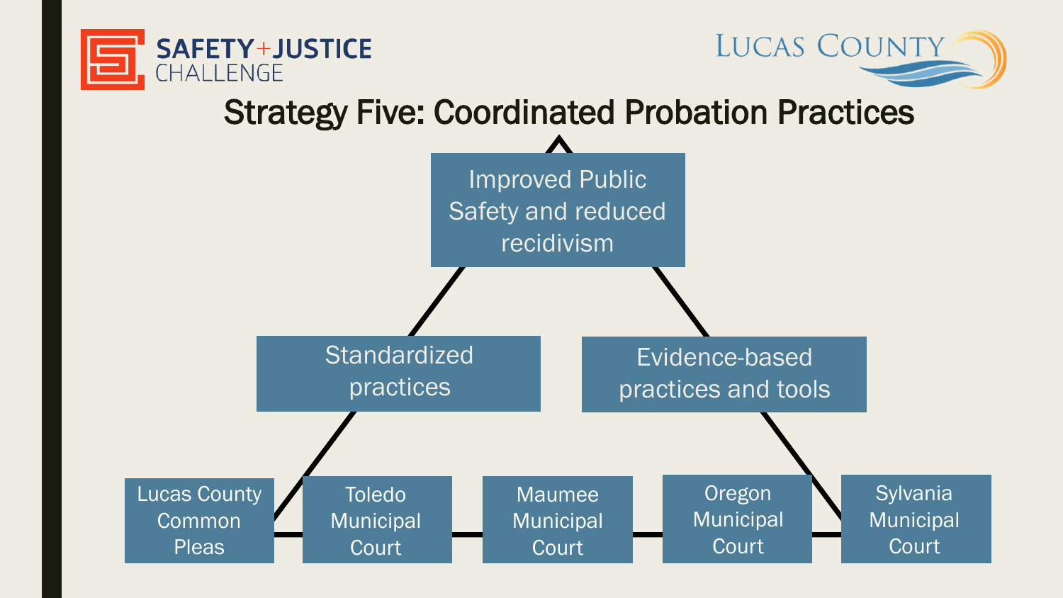SAFETY+JUSTICE CHALLENGE

LUCAS COUNTY

# Strategy Five: Coordinated Probation Practices

Improved Public Safety and reduced recidivism

Standardized practices

Evidence-based practices and tools

Lucas County Common Pleas

Toledo Municipal Court

Maumee Municipal Court

Oregon Municipal Court

Sylvania Municipal Court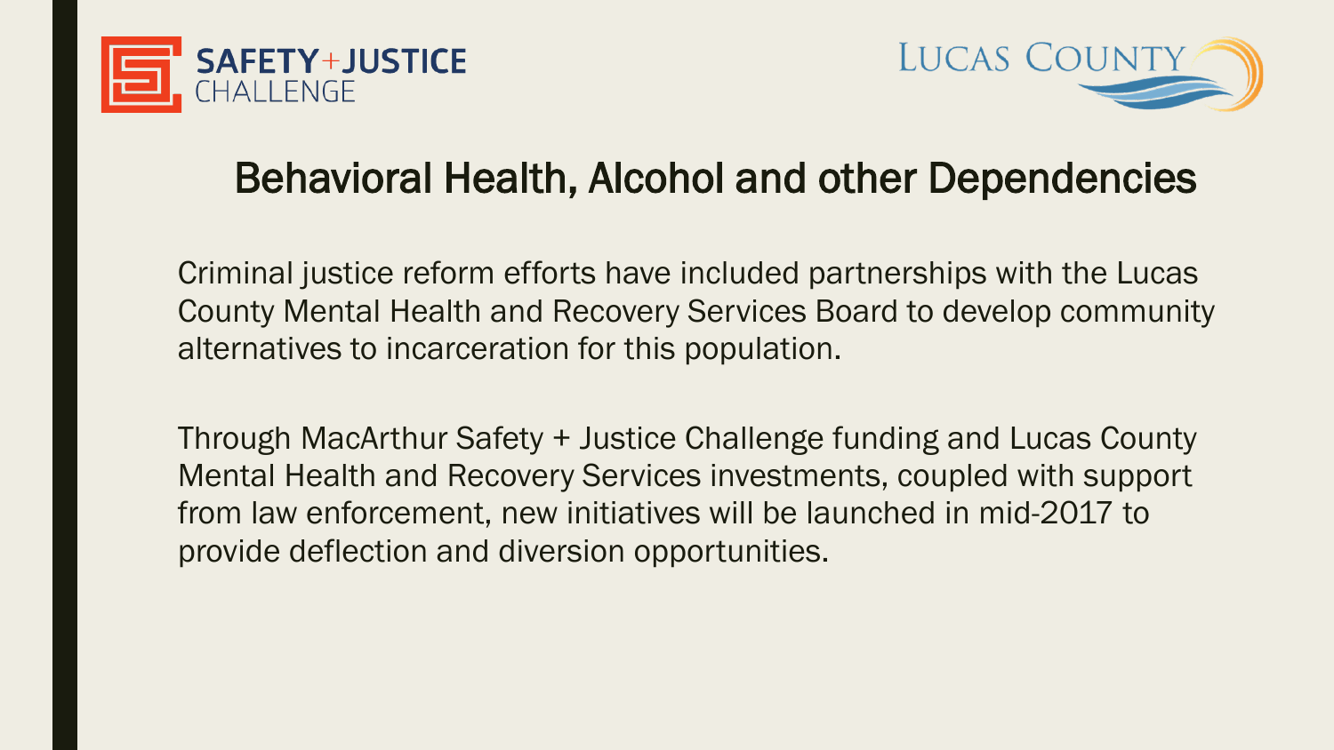# Behavioral Health, Alcohol and other Dependencies

Criminal justice reform efforts have included partnerships with the Lucas County Mental Health and Recovery Services Board to develop community alternatives to incarceration for this population.

Through MacArthur Safety + Justice Challenge funding and Lucas County Mental Health and Recovery Services investments, coupled with support from law enforcement, new initiatives will be launched in mid-2017 to provide deflection and diversion opportunities.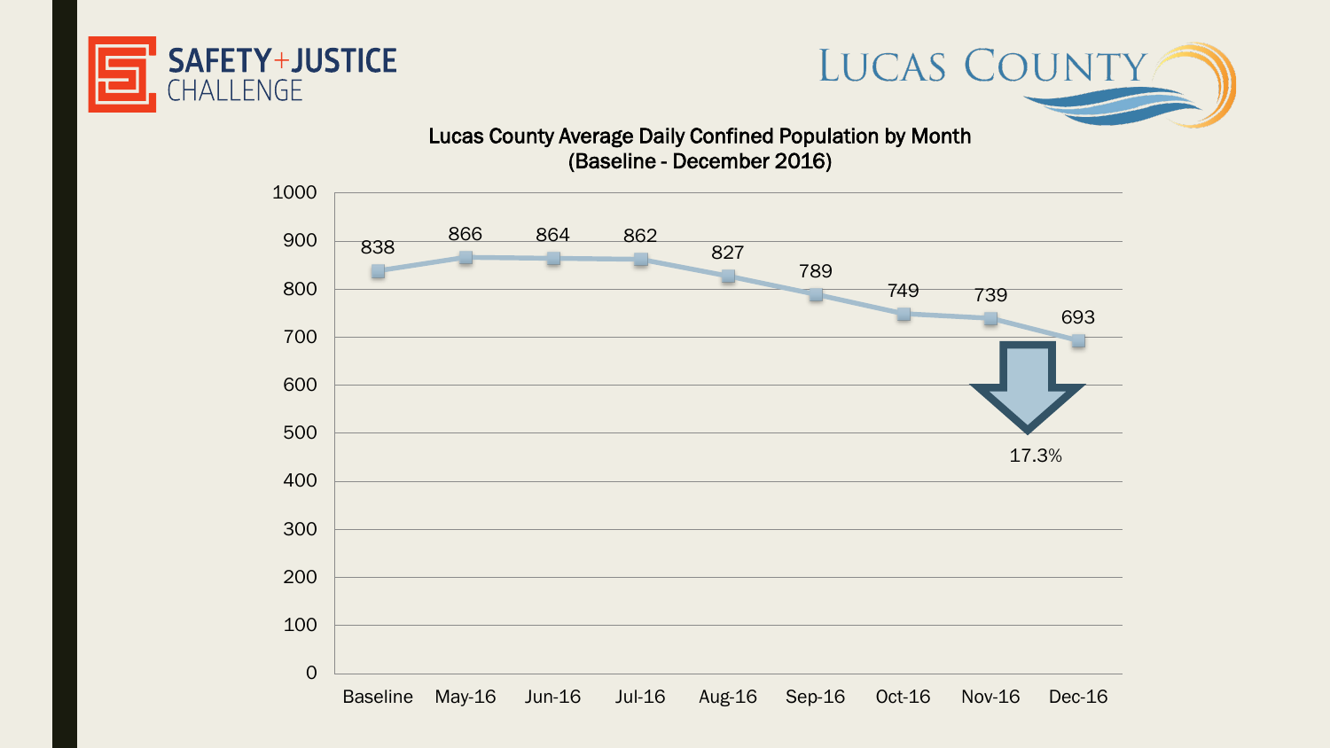SAFETY+JUSTICE CHALLENGE

LUCAS COUNTY

## Lucas County Average Daily Confined Population by Month (Baseline - December 2016)

| Month | Average Daily Confined Population |
|---|---|
| Baseline | 838 |
| May-16 | 866 |
| Jun-16 | 864 |
| Jul-16 | 862 |
| Aug-16 | 827 |
| Sep-16 | 789 |
| Oct-16 | 749 |
| Nov-16 | 739 |
| Dec-16 | 693 |

17.3%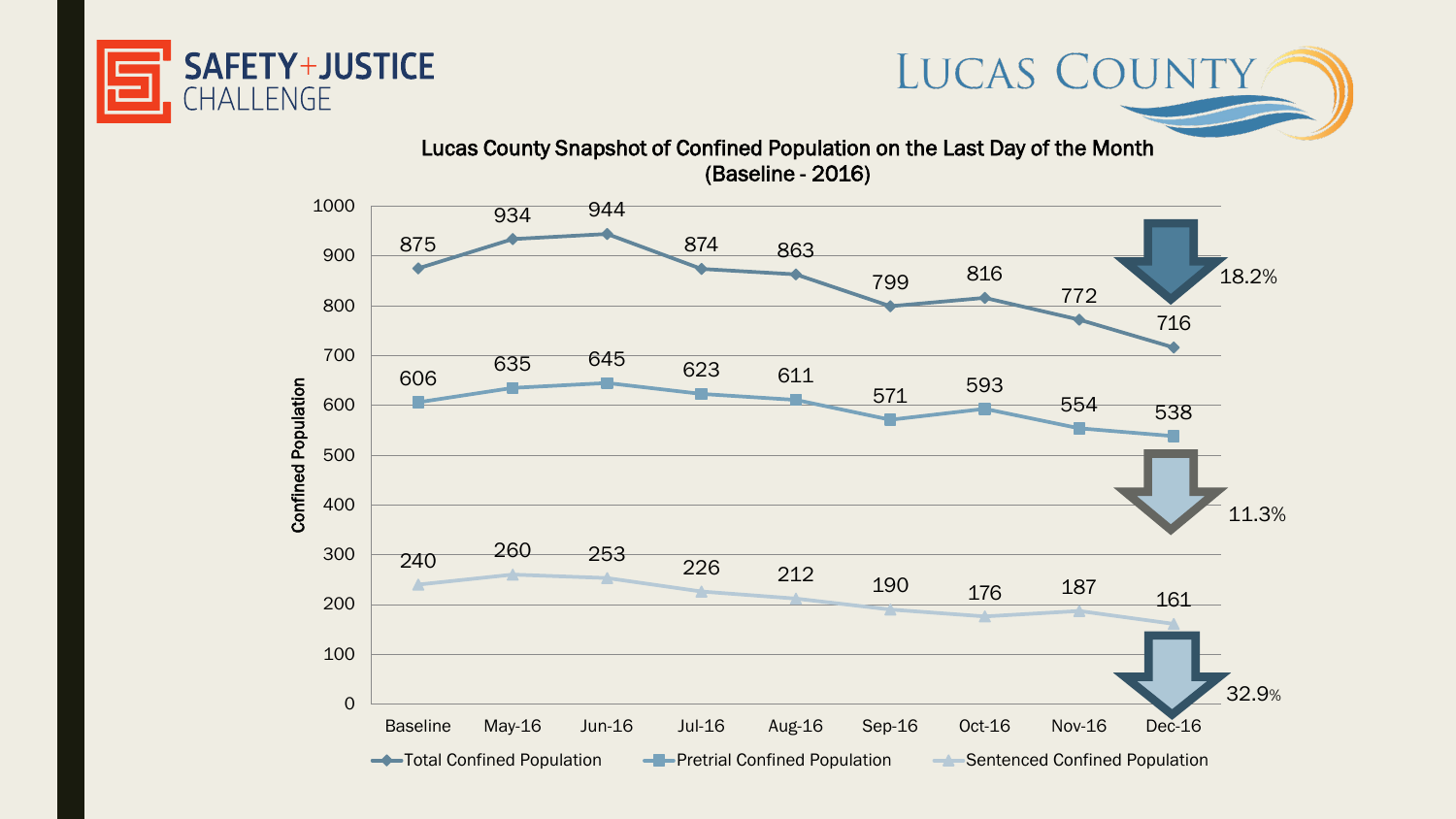SAFETY+JUSTICE CHALLENGE

LUCAS COUNTY

## Lucas County Snapshot of Confined Population on the Last Day of the Month (Baseline - 2016)

| | Baseline | May-16 | Jun-16 | Jul-16 | Aug-16 | Sep-16 | Oct-16 | Nov-16 | Dec-16 | Change |
|---|---|---|---|---|---|---|---|---|---|---|
| Total Confined Population | 875 | 934 | 944 | 874 | 863 | 799 | 816 | 772 | 716 | 18.2% |
| Pretrial Confined Population | 606 | 635 | 645 | 623 | 611 | 571 | 593 | 554 | 538 | 11.3% |
| Sentenced Confined Population | 240 | 260 | 253 | 226 | 212 | 190 | 176 | 187 | 161 | 32.9% |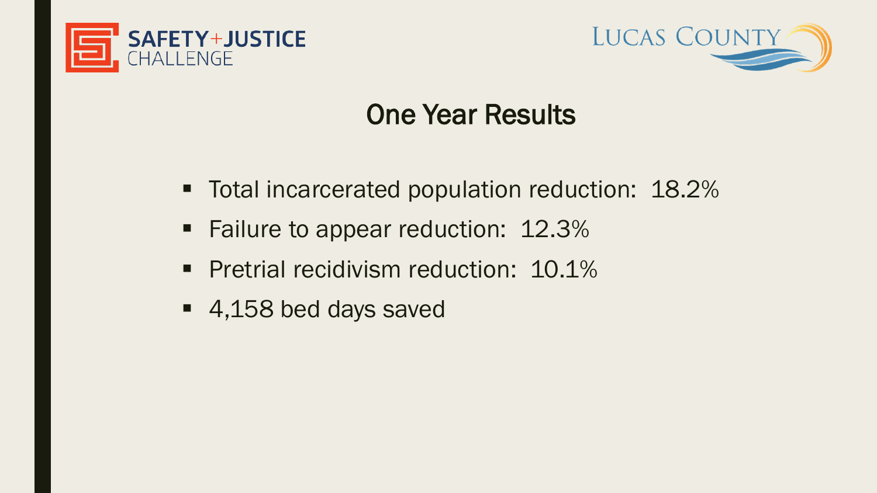SAFETY+JUSTICE CHALLENGE

LUCAS COUNTY

# One Year Results

- Total incarcerated population reduction: 18.2%
- Failure to appear reduction: 12.3%
- Pretrial recidivism reduction: 10.1%
- 4,158 bed days saved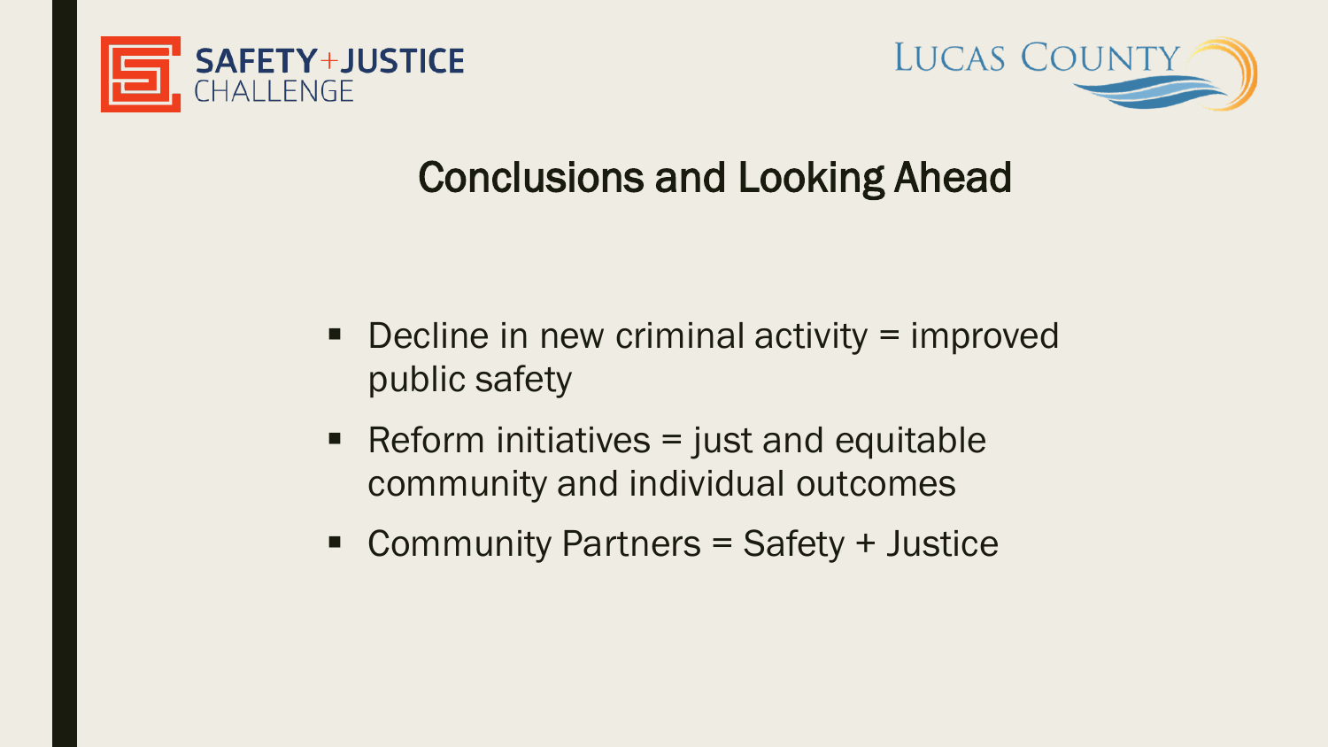# Conclusions and Looking Ahead

- Decline in new criminal activity = improved public safety
- Reform initiatives = just and equitable community and individual outcomes
- Community Partners = Safety + Justice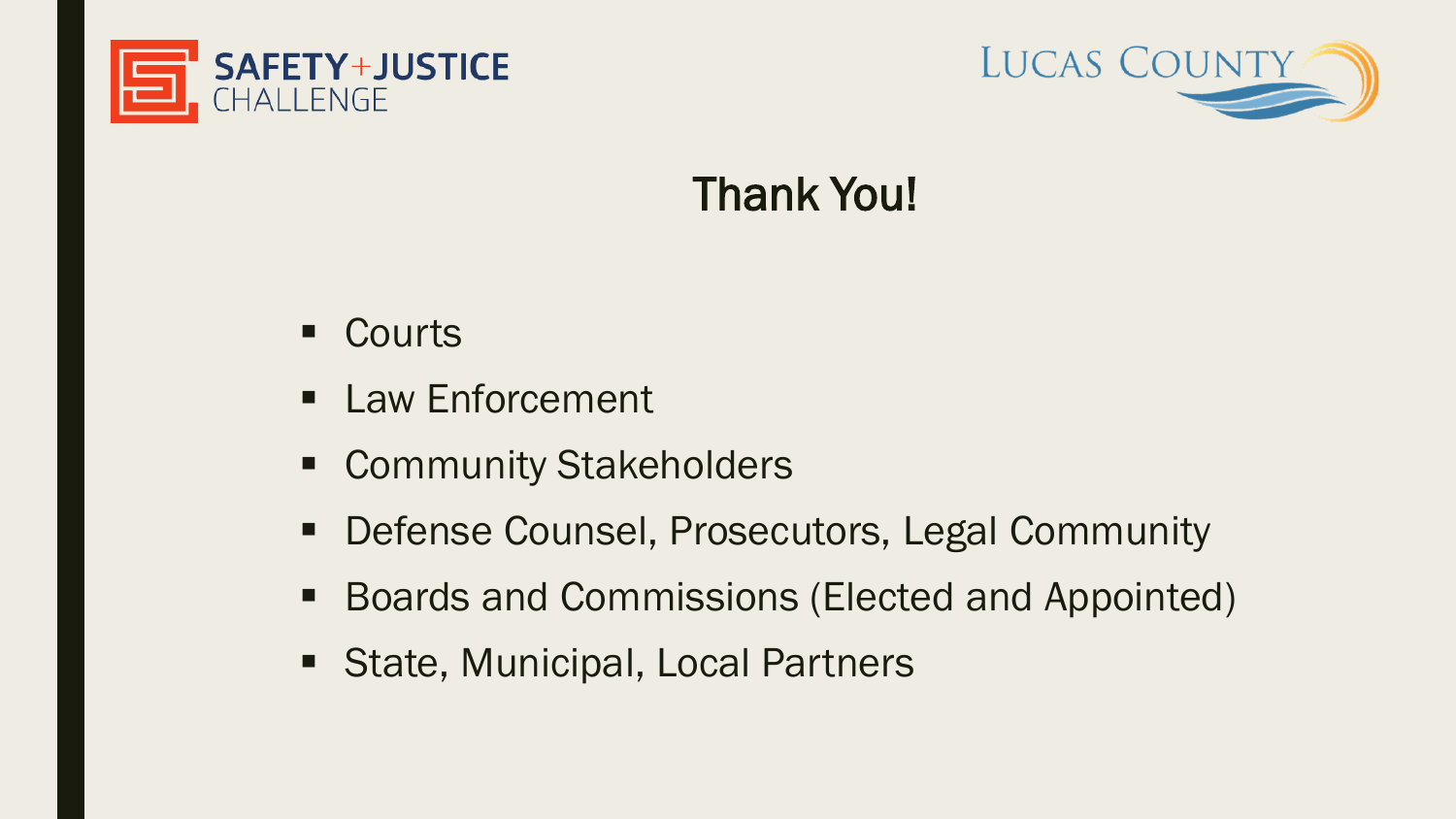SAFETY+JUSTICE CHALLENGE

LUCAS COUNTY

# Thank You!

- Courts
- Law Enforcement
- Community Stakeholders
- Defense Counsel, Prosecutors, Legal Community
- Boards and Commissions (Elected and Appointed)
- State, Municipal, Local Partners